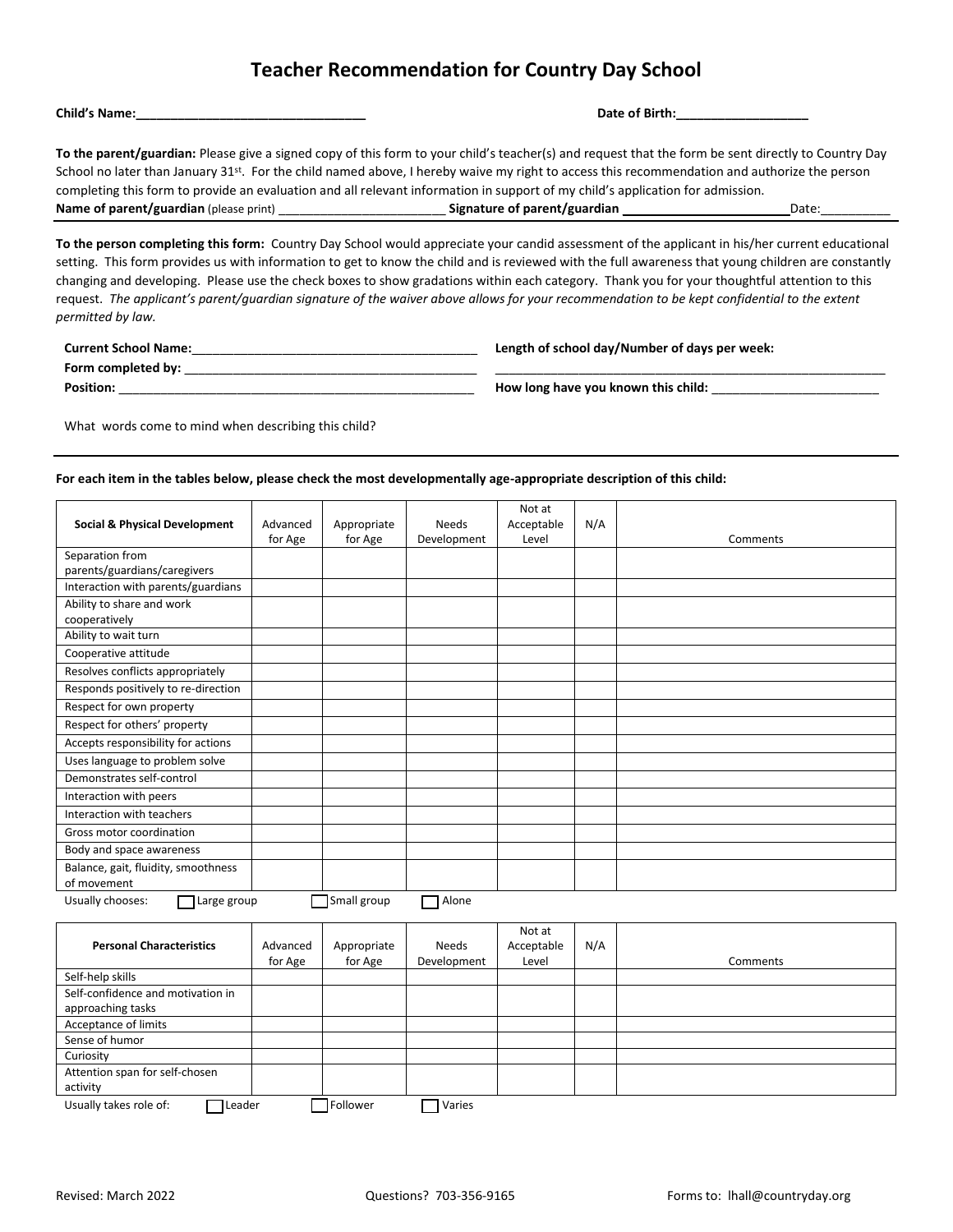# Teacher Recommendation for Country Day School

**Child's Name:**_________________________________ **Date of Birth:**___________________

**To the parent/guardian:** Please give a signed copy of this form to your child's teacher(s) and request that the form be sent directly to Country Day School no later than January 31st. For the child named above, I hereby waive my right to access this recommendation and authorize the person completing this form to provide an evaluation and all relevant information in support of my child's application for admission.

**Name of parent/guardian** (please print) ________________________ **Signature of parent/guardian** ________________________ Date:__________

**To the person completing this form:** Country Day School would appreciate your candid assessment of the applicant in his/her current educational setting. This form provides us with information to get to know the child and is reviewed with the full awareness that young children are constantly changing and developing. Please use the check boxes to show gradations within each category. Thank you for your thoughtful attention to this request. *The applicant's parent/guardian signature of the waiver above allows for your recommendation to be kept confidential to the extent permitted by law.*

**Current School Name:**________________________________________

**Form completed by:** __________________________________________

**Position:** ___________________________________________________

**Length of school day/Number of days per week:**

________________________________________________________

**How long have you known this child:** ________________________

What words come to mind when describing this child?

**For each item in the tables below, please check the most developmentally age-appropriate description of this child:**

| **Social & Physical Development** | Advanced for Age | Appropriate for Age | Needs Development | Not at Acceptable Level | N/A | Comments |
|---|---|---|---|---|---|---|
| Separation from parents/guardians/caregivers | | | | | | |
| Interaction with parents/guardians | | | | | | |
| Ability to share and work cooperatively | | | | | | |
| Ability to wait turn | | | | | | |
| Cooperative attitude | | | | | | |
| Resolves conflicts appropriately | | | | | | |
| Responds positively to re-direction | | | | | | |
| Respect for own property | | | | | | |
| Respect for others' property | | | | | | |
| Accepts responsibility for actions | | | | | | |
| Uses language to problem solve | | | | | | |
| Demonstrates self-control | | | | | | |
| Interaction with peers | | | | | | |
| Interaction with teachers | | | | | | |
| Gross motor coordination | | | | | | |
| Body and space awareness | | | | | | |
| Balance, gait, fluidity, smoothness of movement | | | | | | |

Usually chooses: ☐ Large group ☐ Small group ☐ Alone

| **Personal Characteristics** | Advanced for Age | Appropriate for Age | Needs Development | Not at Acceptable Level | N/A | Comments |
|---|---|---|---|---|---|---|
| Self-help skills | | | | | | |
| Self-confidence and motivation in approaching tasks | | | | | | |
| Acceptance of limits | | | | | | |
| Sense of humor | | | | | | |
| Curiosity | | | | | | |
| Attention span for self-chosen activity | | | | | | |

Usually takes role of: ☐ Leader ☐ Follower ☐ Varies

Revised: March 2022 Questions? 703-356-9165 Forms to: lhall@countryday.org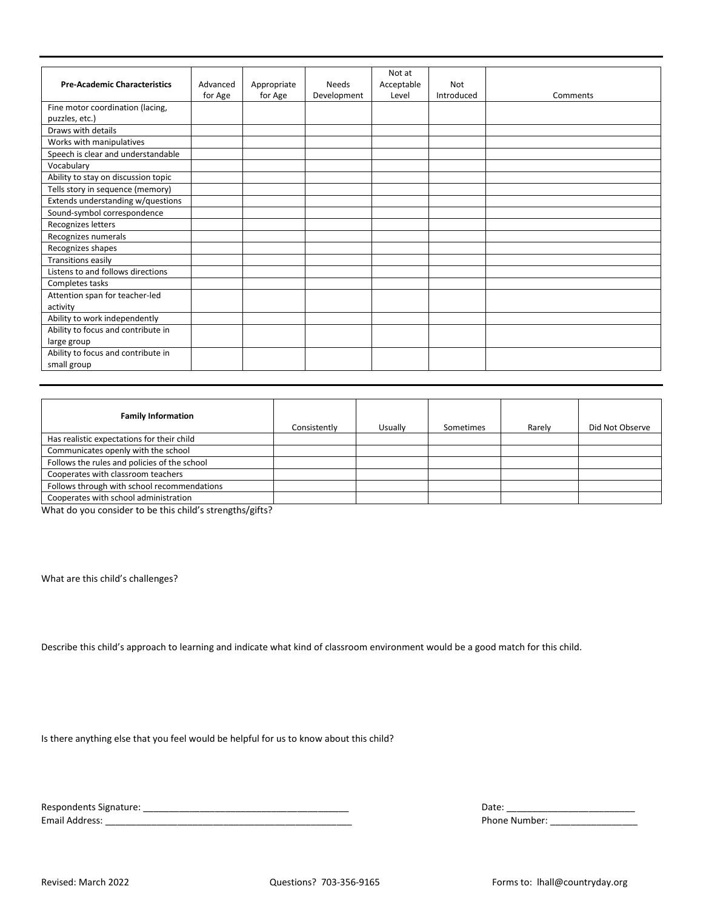| Pre-Academic Characteristics | Advanced for Age | Appropriate for Age | Needs Development | Not at Acceptable Level | Not Introduced | Comments |
|---|---|---|---|---|---|---|
| Fine motor coordination (lacing, puzzles, etc.) | | | | | | |
| Draws with details | | | | | | |
| Works with manipulatives | | | | | | |
| Speech is clear and understandable | | | | | | |
| Vocabulary | | | | | | |
| Ability to stay on discussion topic | | | | | | |
| Tells story in sequence (memory) | | | | | | |
| Extends understanding w/questions | | | | | | |
| Sound-symbol correspondence | | | | | | |
| Recognizes letters | | | | | | |
| Recognizes numerals | | | | | | |
| Recognizes shapes | | | | | | |
| Transitions easily | | | | | | |
| Listens to and follows directions | | | | | | |
| Completes tasks | | | | | | |
| Attention span for teacher-led activity | | | | | | |
| Ability to work independently | | | | | | |
| Ability to focus and contribute in large group | | | | | | |
| Ability to focus and contribute in small group | | | | | | |

| Family Information | Consistently | Usually | Sometimes | Rarely | Did Not Observe |
|---|---|---|---|---|---|
| Has realistic expectations for their child | | | | | |
| Communicates openly with the school | | | | | |
| Follows the rules and policies of the school | | | | | |
| Cooperates with classroom teachers | | | | | |
| Follows through with school recommendations | | | | | |
| Cooperates with school administration | | | | | |

What do you consider to be this child's strengths/gifts?

What are this child's challenges?

Describe this child's approach to learning and indicate what kind of classroom environment would be a good match for this child.

Is there anything else that you feel would be helpful for us to know about this child?

Respondents Signature: ________________________________________ Date: _________________________

Email Address: _________________________________________________ Phone Number: _________________

Revised: March 2022 Questions? 703-356-9165 Forms to: lhall@countryday.org